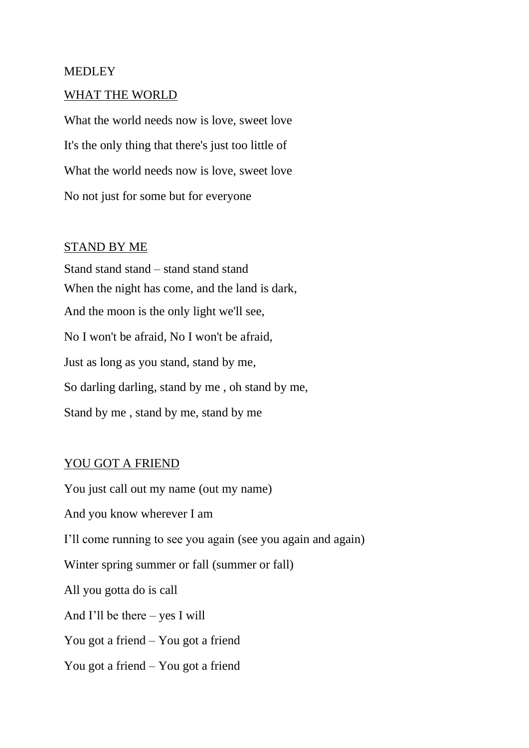MEDLEY

WHAT THE WORLD

What the world needs now is love, sweet love

It's the only thing that there's just too little of

What the world needs now is love, sweet love

No not just for some but for everyone

STAND BY ME

Stand stand stand – stand stand stand

When the night has come, and the land is dark,

And the moon is the only light we'll see,

No I won't be afraid, No I won't be afraid,

Just as long as you stand, stand by me,

So darling darling, stand by me , oh stand by me,

Stand by me , stand by me, stand by me

YOU GOT A FRIEND

You just call out my name (out my name)

And you know wherever I am

I'll come running to see you again (see you again and again)

Winter spring summer or fall (summer or fall)

All you gotta do is call

And I'll be there – yes I will

You got a friend – You got a friend

You got a friend – You got a friend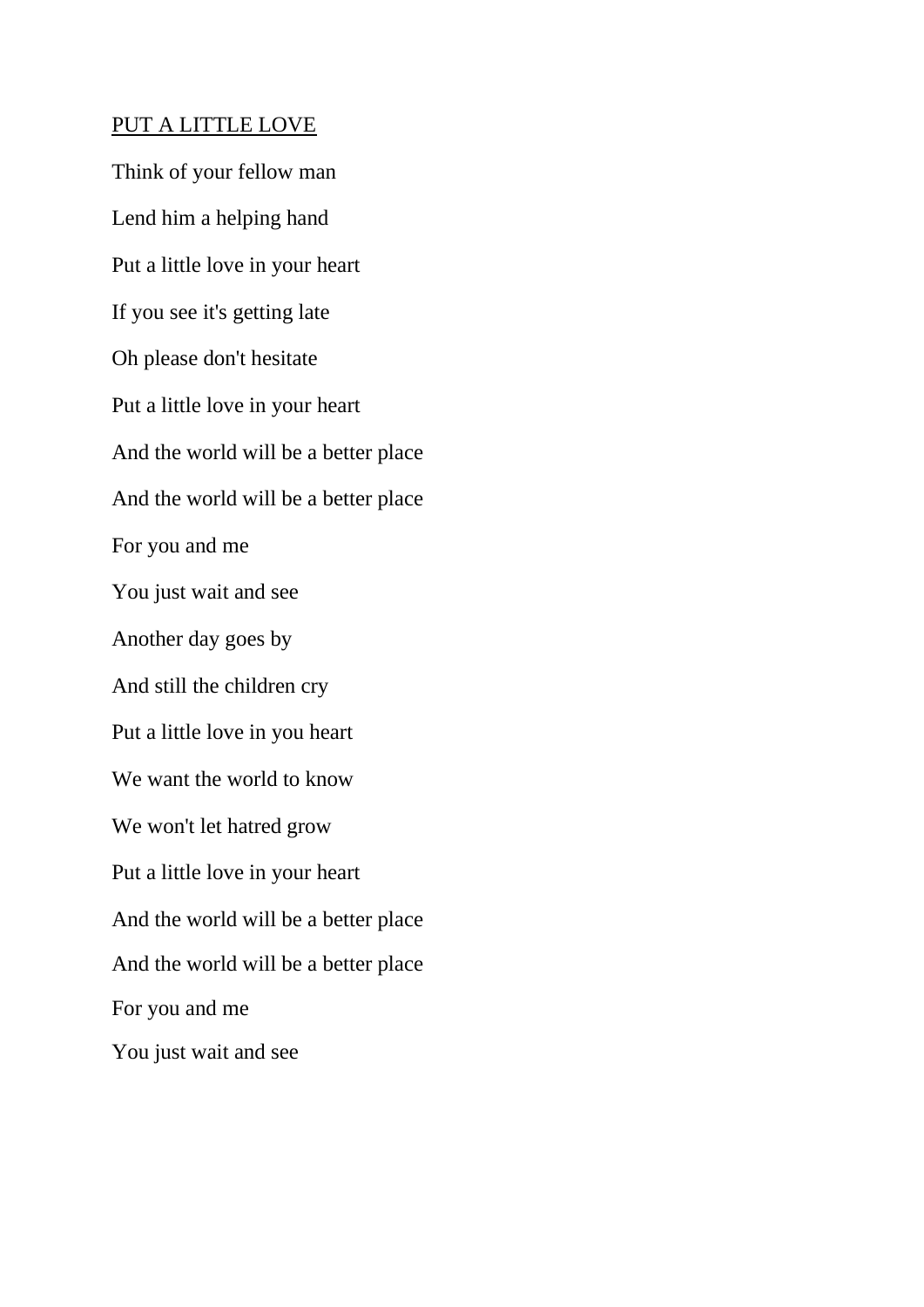PUT A LITTLE LOVE

Think of your fellow man

Lend him a helping hand

Put a little love in your heart

If you see it's getting late

Oh please don't hesitate

Put a little love in your heart

And the world will be a better place

And the world will be a better place

For you and me

You just wait and see

Another day goes by

And still the children cry

Put a little love in you heart

We want the world to know

We won't let hatred grow

Put a little love in your heart

And the world will be a better place

And the world will be a better place

For you and me

You just wait and see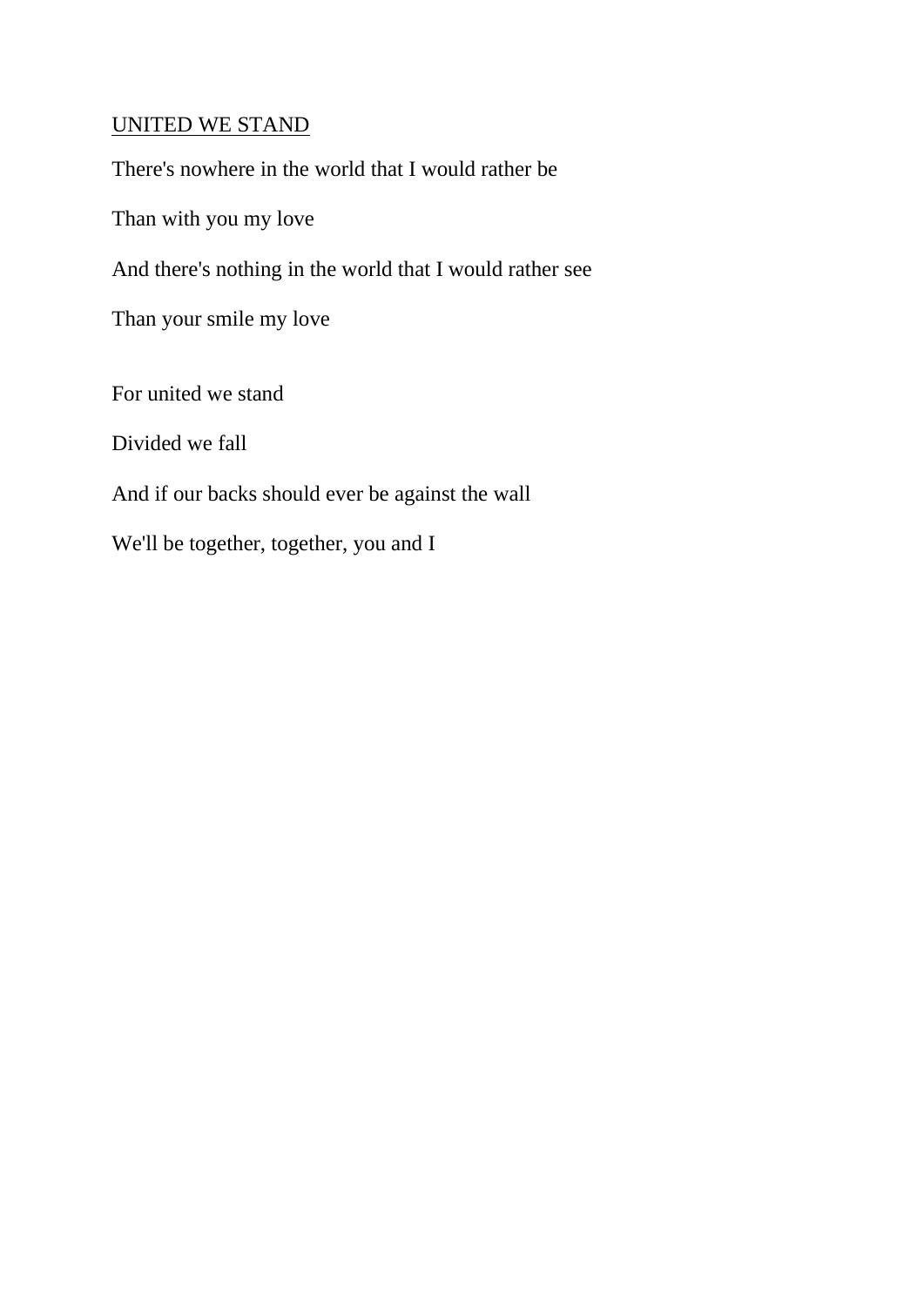UNITED WE STAND

There's nowhere in the world that I would rather be

Than with you my love

And there's nothing in the world that I would rather see

Than your smile my love

For united we stand

Divided we fall

And if our backs should ever be against the wall

We'll be together, together, you and I